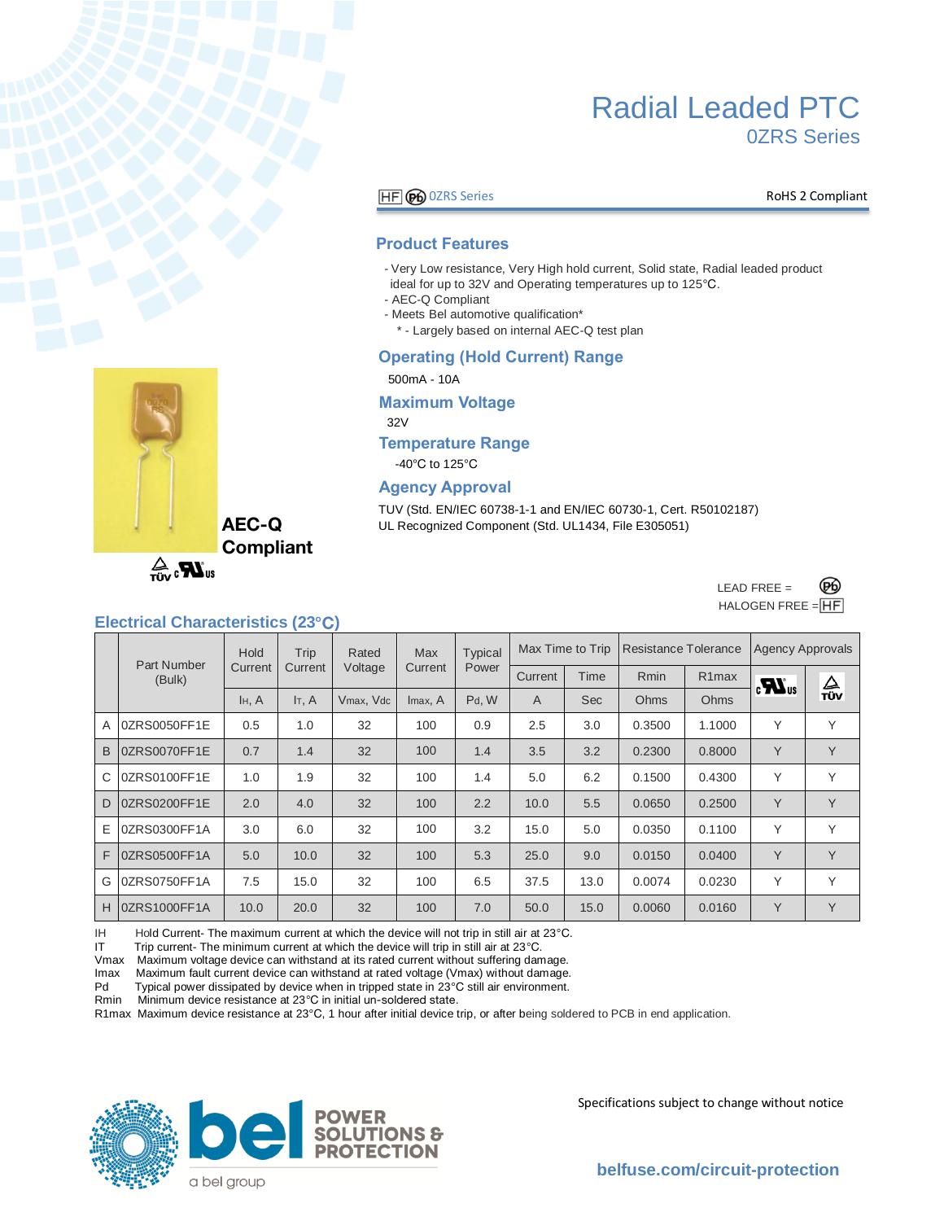# Radial Leaded PTC

## 0ZRS Series

HF Pb 0ZRS Series — RoHS 2 Compliant

### Product Features

- Very Low resistance, Very High hold current, Solid state, Radial leaded product ideal for up to 32V and Operating temperatures up to 125°C.
- AEC-Q Compliant
- Meets Bel automotive qualification*
  - * - Largely based on internal AEC-Q test plan

### Operating (Hold Current) Range

500mA - 10A

### Maximum Voltage

32V

### Temperature Range

-40°C to 125°C

### Agency Approval

TUV (Std. EN/IEC 60738-1-1 and EN/IEC 60730-1, Cert. R50102187)
UL Recognized Component (Std. UL1434, File E305051)

**AEC-Q Compliant**

LEAD FREE = Pb
HALOGEN FREE = HF

### Electrical Characteristics (23°C)

| | Part Number (Bulk) | Hold Current | Trip Current | Rated Voltage | Max Current | Typical Power | Max Time to Trip | | Resistance Tolerance | | Agency Approvals | |
|---|---|---|---|---|---|---|---|---|---|---|---|---|
| | | | | | | | Current | Time | Rmin | R1max | UL | TÜV |
| | | $I_H$, A | $I_T$, A | $V_{max}$, Vdc | $I_{max}$, A | $P_d$, W | A | Sec | Ohms | Ohms | | |
| A | 0ZRS0050FF1E | 0.5 | 1.0 | 32 | 100 | 0.9 | 2.5 | 3.0 | 0.3500 | 1.1000 | Y | Y |
| B | 0ZRS0070FF1E | 0.7 | 1.4 | 32 | 100 | 1.4 | 3.5 | 3.2 | 0.2300 | 0.8000 | Y | Y |
| C | 0ZRS0100FF1E | 1.0 | 1.9 | 32 | 100 | 1.4 | 5.0 | 6.2 | 0.1500 | 0.4300 | Y | Y |
| D | 0ZRS0200FF1E | 2.0 | 4.0 | 32 | 100 | 2.2 | 10.0 | 5.5 | 0.0650 | 0.2500 | Y | Y |
| E | 0ZRS0300FF1A | 3.0 | 6.0 | 32 | 100 | 3.2 | 15.0 | 5.0 | 0.0350 | 0.1100 | Y | Y |
| F | 0ZRS0500FF1A | 5.0 | 10.0 | 32 | 100 | 5.3 | 25.0 | 9.0 | 0.0150 | 0.0400 | Y | Y |
| G | 0ZRS0750FF1A | 7.5 | 15.0 | 32 | 100 | 6.5 | 37.5 | 13.0 | 0.0074 | 0.0230 | Y | Y |
| H | 0ZRS1000FF1A | 10.0 | 20.0 | 32 | 100 | 7.0 | 50.0 | 15.0 | 0.0060 | 0.0160 | Y | Y |

IH — Hold Current- The maximum current at which the device will not trip in still air at 23°C.
IT — Trip current- The minimum current at which the device will trip in still air at 23°C.
Vmax — Maximum voltage device can withstand at its rated current without suffering damage.
Imax — Maximum fault current device can withstand at rated voltage (Vmax) without damage.
Pd — Typical power dissipated by device when in tripped state in 23°C still air environment.
Rmin — Minimum device resistance at 23°C in initial un-soldered state.
R1max — Maximum device resistance at 23°C, 1 hour after initial device trip, or after being soldered to PCB in end application.

bel POWER SOLUTIONS & PROTECTION — a bel group

Specifications subject to change without notice

belfuse.com/circuit-protection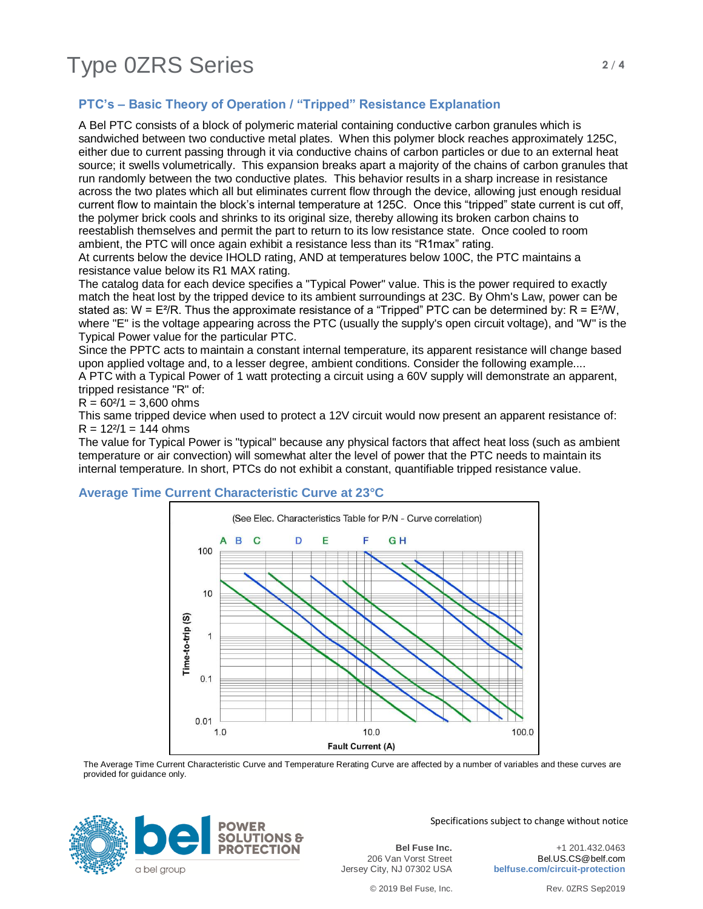## PTC's – Basic Theory of Operation / "Tripped" Resistance Explanation

A Bel PTC consists of a block of polymeric material containing conductive carbon granules which is sandwiched between two conductive metal plates. When this polymer block reaches approximately 125C, either due to current passing through it via conductive chains of carbon particles or due to an external heat source; it swells volumetrically. This expansion breaks apart a majority of the chains of carbon granules that run randomly between the two conductive plates. This behavior results in a sharp increase in resistance across the two plates which all but eliminates current flow through the device, allowing just enough residual current flow to maintain the block's internal temperature at 125C. Once this "tripped" state current is cut off, the polymer brick cools and shrinks to its original size, thereby allowing its broken carbon chains to reestablish themselves and permit the part to return to its low resistance state. Once cooled to room ambient, the PTC will once again exhibit a resistance less than its "R1max" rating.

At currents below the device IHOLD rating, AND at temperatures below 100C, the PTC maintains a resistance value below its R1 MAX rating.

The catalog data for each device specifies a "Typical Power" value. This is the power required to exactly match the heat lost by the tripped device to its ambient surroundings at 23C. By Ohm's Law, power can be stated as: $W = E^2/R$. Thus the approximate resistance of a "Tripped" PTC can be determined by: $R = E^2/W$, where "E" is the voltage appearing across the PTC (usually the supply's open circuit voltage), and "W" is the Typical Power value for the particular PTC.

Since the PPTC acts to maintain a constant internal temperature, its apparent resistance will change based upon applied voltage and, to a lesser degree, ambient conditions. Consider the following example....

A PTC with a Typical Power of 1 watt protecting a circuit using a 60V supply will demonstrate an apparent, tripped resistance "R" of:

$R = 60^2/1 = 3{,}600$ ohms

This same tripped device when used to protect a 12V circuit would now present an apparent resistance of:

$R = 12^2/1 = 144$ ohms

The value for Typical Power is "typical" because any physical factors that affect heat loss (such as ambient temperature or air convection) will somewhat alter the level of power that the PTC needs to maintain its internal temperature. In short, PTCs do not exhibit a constant, quantifiable tripped resistance value.

## Average Time Current Characteristic Curve at 23°C

(See Elec. Characteristics Table for P/N - Curve correlation)

Curves: A B C D E F G H

Time-to-trip (S): 0.01, 0.1, 1, 10, 100

Fault Current (A): 1.0, 10.0, 100.0

The Average Time Current Characteristic Curve and Temperature Rerating Curve are affected by a number of variables and these curves are provided for guidance only.

Specifications subject to change without notice

**Bel Fuse Inc.**
206 Van Vorst Street
Jersey City, NJ 07302 USA

+1 201.432.0463
Bel.US.CS@belf.com
**belfuse.com/circuit-protection**

© 2019 Bel Fuse, Inc.

Rev. 0ZRS Sep2019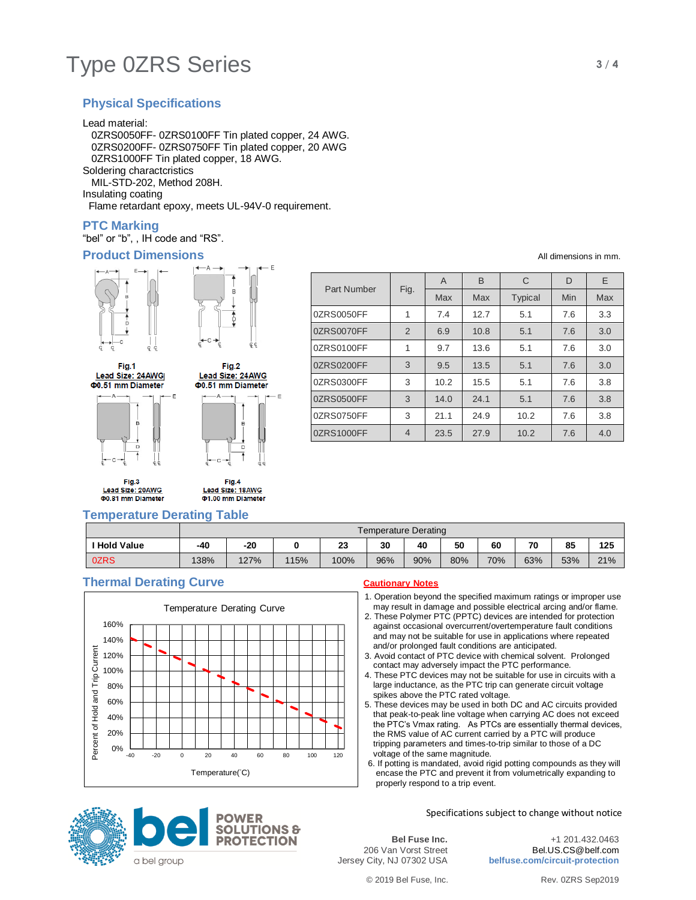# Type 0ZRS Series

## Physical Specifications

Lead material:
 0ZRS0050FF- 0ZRS0100FF Tin plated copper, 24 AWG.
 0ZRS0200FF- 0ZRS0750FF Tin plated copper, 20 AWG
 0ZRS1000FF Tin plated copper, 18 AWG.
Soldering charactcristics
 MIL-STD-202, Method 208H.
Insulating coating
 Flame retardant epoxy, meets UL-94V-0 requirement.

## PTC Marking

"bel" or "b", , IH code and "RS".

## Product Dimensions

All dimensions in mm.

Fig.1
Lead Size: 24AWG
Φ0.51 mm Diameter

Fig.2
Lead Size: 24AWG
Φ0.51 mm Diameter

Fig.3
Lead Size: 20AWG
Φ0.81 mm Diameter

Fig.4
Lead Size: 18AWG
Φ1.00 mm Diameter

| Part Number | Fig. | A | B | C | D | E |
|---|---|---|---|---|---|---|
| | | Max | Max | Typical | Min | Max |
| 0ZRS0050FF | 1 | 7.4 | 12.7 | 5.1 | 7.6 | 3.3 |
| 0ZRS0070FF | 2 | 6.9 | 10.8 | 5.1 | 7.6 | 3.0 |
| 0ZRS0100FF | 1 | 9.7 | 13.6 | 5.1 | 7.6 | 3.0 |
| 0ZRS0200FF | 3 | 9.5 | 13.5 | 5.1 | 7.6 | 3.0 |
| 0ZRS0300FF | 3 | 10.2 | 15.5 | 5.1 | 7.6 | 3.8 |
| 0ZRS0500FF | 3 | 14.0 | 24.1 | 5.1 | 7.6 | 3.8 |
| 0ZRS0750FF | 3 | 21.1 | 24.9 | 10.2 | 7.6 | 3.8 |
| 0ZRS1000FF | 4 | 23.5 | 27.9 | 10.2 | 7.6 | 4.0 |

## Temperature Derating Table

| | Temperature Derating | | | | | | | | | | |
|---|---|---|---|---|---|---|---|---|---|---|---|
| **I Hold Value** | **-40** | **-20** | **0** | **23** | **30** | **40** | **50** | **60** | **70** | **85** | **125** |
| 0ZRS | 138% | 127% | 115% | 100% | 96% | 90% | 80% | 70% | 63% | 53% | 21% |

## Thermal Derating Curve

Temperature Derating Curve

(Y-axis: Percent of Hold and Trip Current, 0%–160%; X-axis: Temperature(˚C), -40 to 120)

## Cautionary Notes

1. Operation beyond the specified maximum ratings or improper use may result in damage and possible electrical arcing and/or flame.
2. These Polymer PTC (PPTC) devices are intended for protection against occasional overcurrent/overtemperature fault conditions and may not be suitable for use in applications where repeated and/or prolonged fault conditions are anticipated.
3. Avoid contact of PTC device with chemical solvent. Prolonged contact may adversely impact the PTC performance.
4. These PTC devices may not be suitable for use in circuits with a large inductance, as the PTC trip can generate circuit voltage spikes above the PTC rated voltage.
5. These devices may be used in both DC and AC circuits provided that peak-to-peak line voltage when carrying AC does not exceed the PTC's Vmax rating. As PTCs are essentially thermal devices, the RMS value of AC current carried by a PTC will produce tripping parameters and times-to-trip similar to those of a DC voltage of the same magnitude.
6. If potting is mandated, avoid rigid potting compounds as they will encase the PTC and prevent it from volumetrically expanding to properly respond to a trip event.

bel POWER SOLUTIONS & PROTECTION
a bel group

Specifications subject to change without notice

**Bel Fuse Inc.**
206 Van Vorst Street
Jersey City, NJ 07302 USA

+1 201.432.0463
Bel.US.CS@belf.com
**belfuse.com/circuit-protection**

© 2019 Bel Fuse, Inc.

Rev. 0ZRS Sep2019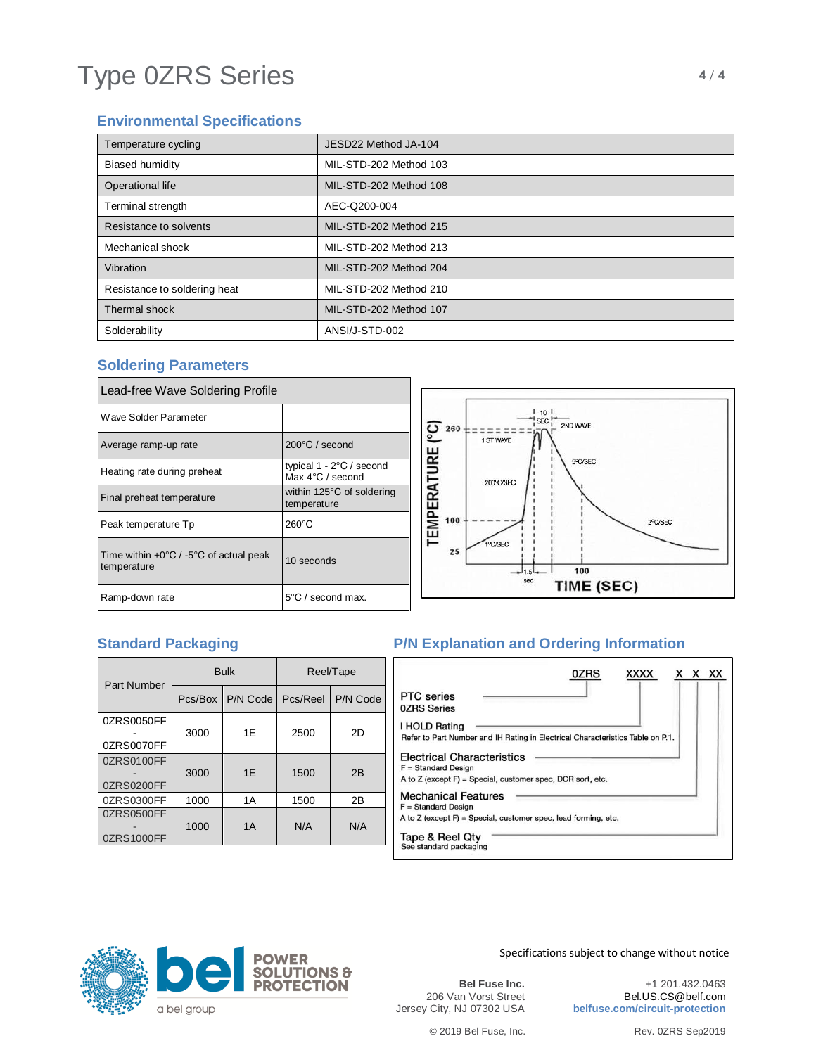# Type 0ZRS Series

## Environmental Specifications

| | |
|---|---|
| Temperature cycling | JESD22 Method JA-104 |
| Biased humidity | MIL-STD-202 Method 103 |
| Operational life | MIL-STD-202 Method 108 |
| Terminal strength | AEC-Q200-004 |
| Resistance to solvents | MIL-STD-202 Method 215 |
| Mechanical shock | MIL-STD-202 Method 213 |
| Vibration | MIL-STD-202 Method 204 |
| Resistance to soldering heat | MIL-STD-202 Method 210 |
| Thermal shock | MIL-STD-202 Method 107 |
| Solderability | ANSI/J-STD-002 |

## Soldering Parameters

| Lead-free Wave Soldering Profile | |
|---|---|
| Wave Solder Parameter | |
| Average ramp-up rate | 200°C / second |
| Heating rate during preheat | typical 1 - 2°C / second<br>Max 4°C / second |
| Final preheat temperature | within 125°C of soldering temperature |
| Peak temperature Tp | 260°C |
| Time within +0°C / -5°C of actual peak temperature | 10 seconds |
| Ramp-down rate | 5°C / second max. |

TEMPERATURE (°C)
260
100
25
10 SEC
2ND WAVE
1 ST WAVE
5°C/SEC
200°C/SEC
2°C/SEC
1°C/SEC
1.5 sec
100
TIME (SEC)

## Standard Packaging

| Part Number | Bulk | | Reel/Tape | |
|---|---|---|---|---|
| | Pcs/Box | P/N Code | Pcs/Reel | P/N Code |
| 0ZRS0050FF - 0ZRS0070FF | 3000 | 1E | 2500 | 2D |
| 0ZRS0100FF - 0ZRS0200FF | 3000 | 1E | 1500 | 2B |
| 0ZRS0300FF | 1000 | 1A | 1500 | 2B |
| 0ZRS0500FF - 0ZRS1000FF | 1000 | 1A | N/A | N/A |

## P/N Explanation and Ordering Information

0ZRS XXXX X X XX

**PTC series**
0ZRS Series

**I HOLD Rating**
Refer to Part Number and IH Rating in Electrical Characteristics Table on P.1.

**Electrical Characteristics**
F = Standard Design
A to Z (except F) = Special, customer spec, DCR sort, etc.

**Mechanical Features**
F = Standard Design
A to Z (except F) = Special, customer spec, lead forming, etc.

**Tape & Reel Qty**
See standard packaging

Specifications subject to change without notice

**Bel Fuse Inc.**
206 Van Vorst Street
Jersey City, NJ 07302 USA

+1 201.432.0463
Bel.US.CS@belf.com
**belfuse.com/circuit-protection**

© 2019 Bel Fuse, Inc.

Rev. 0ZRS Sep2019